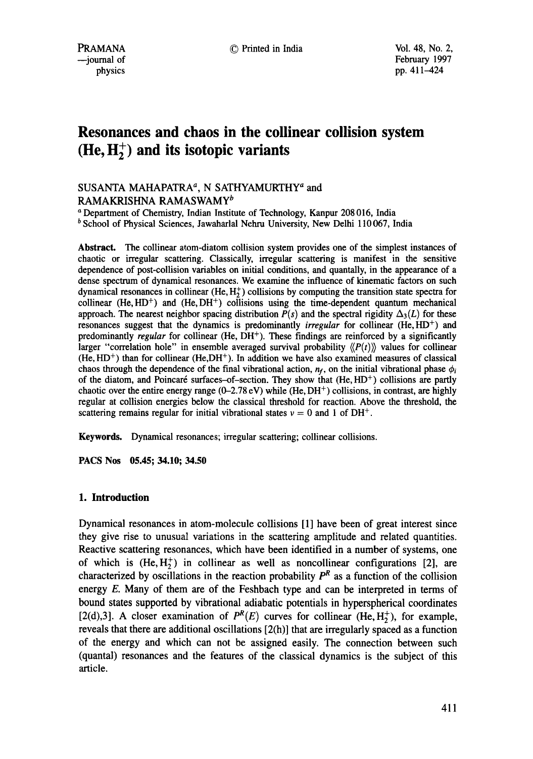# Resonances and chaos in the collinear collision system $(He, H_2^+)$ and its isotopic variants

SUSANTA MAHAPATRA[a], N SATHYAMURTHY[a] and RAMAKRISHNA RAMASWAMY[b]

[a] Department of Chemistry, Indian Institute of Technology, Kanpur 208 016, India
[b] School of Physical Sciences, Jawaharlal Nehru University, New Delhi 110 067, India

**Abstract.** The collinear atom-diatom collision system provides one of the simplest instances of chaotic or irregular scattering. Classically, irregular scattering is manifest in the sensitive dependence of post-collision variables on initial conditions, and quantally, in the appearance of a dense spectrum of dynamical resonances. We examine the influence of kinematic factors on such dynamical resonances in collinear $(He, H_2^+)$ collisions by computing the transition state spectra for collinear $(He, HD^+)$ and $(He, DH^+)$ collisions using the time-dependent quantum mechanical approach. The nearest neighbor spacing distribution $P(s)$ and the spectral rigidity $\Delta_3(L)$ for these resonances suggest that the dynamics is predominantly *irregular* for collinear $(He, HD^+)$ and predominantly *regular* for collinear $(He, DH^+)$. These findings are reinforced by a significantly larger "correlation hole" in ensemble averaged survival probability $\langle\langle P(t)\rangle\rangle$ values for collinear $(He, HD^+)$ than for collinear $(He, DH^+)$. In addition we have also examined measures of classical chaos through the dependence of the final vibrational action, $n_f$, on the initial vibrational phase $\phi_i$ of the diatom, and Poincaré surfaces-of-section. They show that $(He, HD^+)$ collisions are partly chaotic over the entire energy range (0–2.78 eV) while $(He, DH^+)$ collisions, in contrast, are highly regular at collision energies below the classical threshold for reaction. Above the threshold, the scattering remains regular for initial vibrational states $v = 0$ and 1 of $DH^+$.

**Keywords.** Dynamical resonances; irregular scattering; collinear collisions.

**PACS Nos** 05.45; 34.10; 34.50

## 1. Introduction

Dynamical resonances in atom-molecule collisions [1] have been of great interest since they give rise to unusual variations in the scattering amplitude and related quantities. Reactive scattering resonances, which have been identified in a number of systems, one of which is $(He, H_2^+)$ in collinear as well as noncollinear configurations [2], are characterized by oscillations in the reaction probability $P^R$ as a function of the collision energy $E$. Many of them are of the Feshbach type and can be interpreted in terms of bound states supported by vibrational adiabatic potentials in hyperspherical coordinates [2(d),3]. A closer examination of $P^R(E)$ curves for collinear $(He, H_2^+)$, for example, reveals that there are additional oscillations [2(h)] that are irregularly spaced as a function of the energy and which can not be assigned easily. The connection between such (quantal) resonances and the features of the classical dynamics is the subject of this article.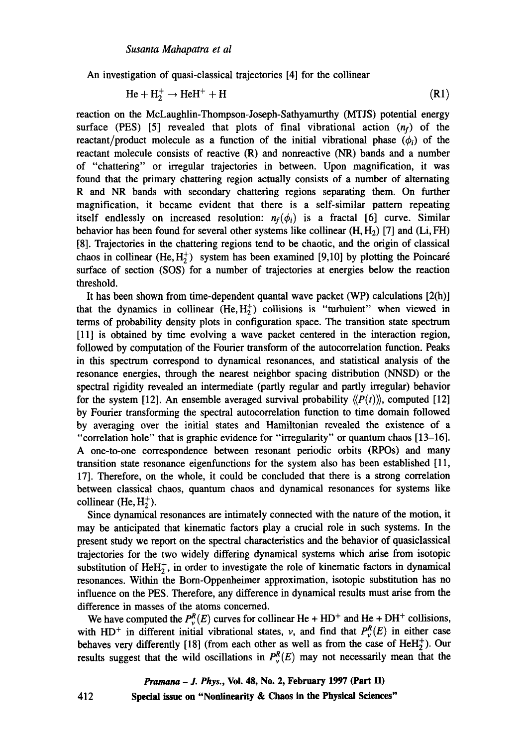An investigation of quasi-classical trajectories [4] for the collinear

$$\mathrm{He} + \mathrm{H}_2^+ \rightarrow \mathrm{HeH}^+ + \mathrm{H} \tag{R1}$$

reaction on the McLaughlin-Thompson-Joseph-Sathyamurthy (MTJS) potential energy surface (PES) [5] revealed that plots of final vibrational action ($n_f$) of the reactant/product molecule as a function of the initial vibrational phase ($\phi_i$) of the reactant molecule consists of reactive (R) and nonreactive (NR) bands and a number of "chattering" or irregular trajectories in between. Upon magnification, it was found that the primary chattering region actually consists of a number of alternating R and NR bands with secondary chattering regions separating them. On further magnification, it became evident that there is a self-similar pattern repeating itself endlessly on increased resolution: $n_f(\phi_i)$ is a fractal [6] curve. Similar behavior has been found for several other systems like collinear $(\mathrm{H}, \mathrm{H}_2)$ [7] and (Li, FH) [8]. Trajectories in the chattering regions tend to be chaotic, and the origin of classical chaos in collinear $(\mathrm{He}, \mathrm{H}_2^+)$ system has been examined [9,10] by plotting the Poincaré surface of section (SOS) for a number of trajectories at energies below the reaction threshold.

It has been shown from time-dependent quantal wave packet (WP) calculations [2(h)] that the dynamics in collinear $(\mathrm{He}, \mathrm{H}_2^+)$ collisions is "turbulent" when viewed in terms of probability density plots in configuration space. The transition state spectrum [11] is obtained by time evolving a wave packet centered in the interaction region, followed by computation of the Fourier transform of the autocorrelation function. Peaks in this spectrum correspond to dynamical resonances, and statistical analysis of the resonance energies, through the nearest neighbor spacing distribution (NNSD) or the spectral rigidity revealed an intermediate (partly regular and partly irregular) behavior for the system [12]. An ensemble averaged survival probability $\langle\langle P(t)\rangle\rangle$, computed [12] by Fourier transforming the spectral autocorrelation function to time domain followed by averaging over the initial states and Hamiltonian revealed the existence of a "correlation hole" that is graphic evidence for "irregularity" or quantum chaos [13–16]. A one-to-one correspondence between resonant periodic orbits (RPOs) and many transition state resonance eigenfunctions for the system also has been established [11, 17]. Therefore, on the whole, it could be concluded that there is a strong correlation between classical chaos, quantum chaos and dynamical resonances for systems like collinear $(\mathrm{He}, \mathrm{H}_2^+)$.

Since dynamical resonances are intimately connected with the nature of the motion, it may be anticipated that kinematic factors play a crucial role in such systems. In the present study we report on the spectral characteristics and the behavior of quasiclassical trajectories for the two widely differing dynamical systems which arise from isotopic substitution of $\mathrm{HeH}_2^+$, in order to investigate the role of kinematic factors in dynamical resonances. Within the Born-Oppenheimer approximation, isotopic substitution has no influence on the PES. Therefore, any difference in dynamical results must arise from the difference in masses of the atoms concerned.

We have computed the $P_v^R(E)$ curves for collinear He + $\mathrm{HD}^+$ and He + $\mathrm{DH}^+$ collisions, with $\mathrm{HD}^+$ in different initial vibrational states, $v$, and find that $P_v^R(E)$ in either case behaves very differently [18] (from each other as well as from the case of $\mathrm{HeH}_2^+$). Our results suggest that the wild oscillations in $P_v^R(E)$ may not necessarily mean that the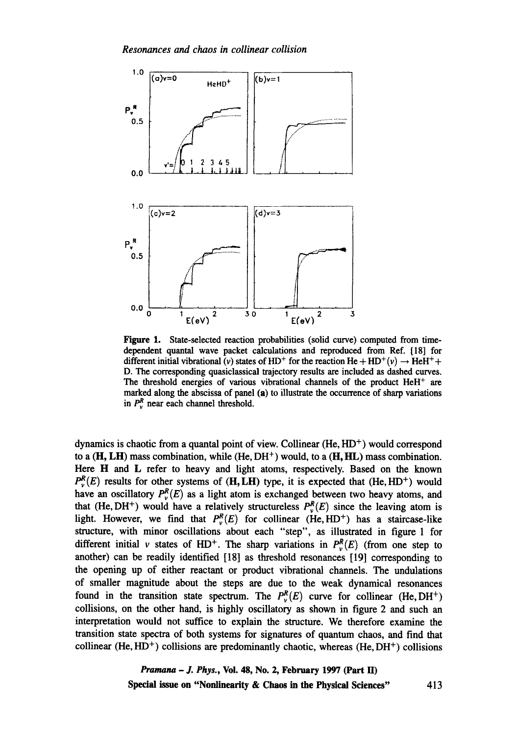**Figure 1.** State-selected reaction probabilities (solid curve) computed from time-dependent quantal wave packet calculations and reproduced from Ref. [18] for different initial vibrational ($v$) states of $HD^+$ for the reaction $He + HD^+(v) \rightarrow HeH^+ +$ D. The corresponding quasiclassical trajectory results are included as dashed curves. The threshold energies of various vibrational channels of the product $HeH^+$ are marked along the abscissa of panel **(a)** to illustrate the occurrence of sharp variations in $P_v^R$ near each channel threshold.

dynamics is chaotic from a quantal point of view. Collinear ($He, HD^+$) would correspond to a **(H, LH)** mass combination, while ($He, DH^+$) would, to a **(H, HL)** mass combination. Here **H** and **L** refer to heavy and light atoms, respectively. Based on the known $P_v^R(E)$ results for other systems of **(H, LH)** type, it is expected that ($He, HD^+$) would have an oscillatory $P_v^R(E)$ as a light atom is exchanged between two heavy atoms, and that ($He, DH^+$) would have a relatively structureless $P_v^R(E)$ since the leaving atom is light. However, we find that $P_v^R(E)$ for collinear ($He, HD^+$) has a staircase-like structure, with minor oscillations about each "step", as illustrated in figure 1 for different initial $v$ states of $HD^+$. The sharp variations in $P_v^R(E)$ (from one step to another) can be readily identified [18] as threshold resonances [19] corresponding to the opening up of either reactant or product vibrational channels. The undulations of smaller magnitude about the steps are due to the weak dynamical resonances found in the transition state spectrum. The $P_v^R(E)$ curve for collinear ($He, DH^+$) collisions, on the other hand, is highly oscillatory as shown in figure 2 and such an interpretation would not suffice to explain the structure. We therefore examine the transition state spectra of both systems for signatures of quantum chaos, and find that collinear ($He, HD^+$) collisions are predominantly chaotic, whereas ($He, DH^+$) collisions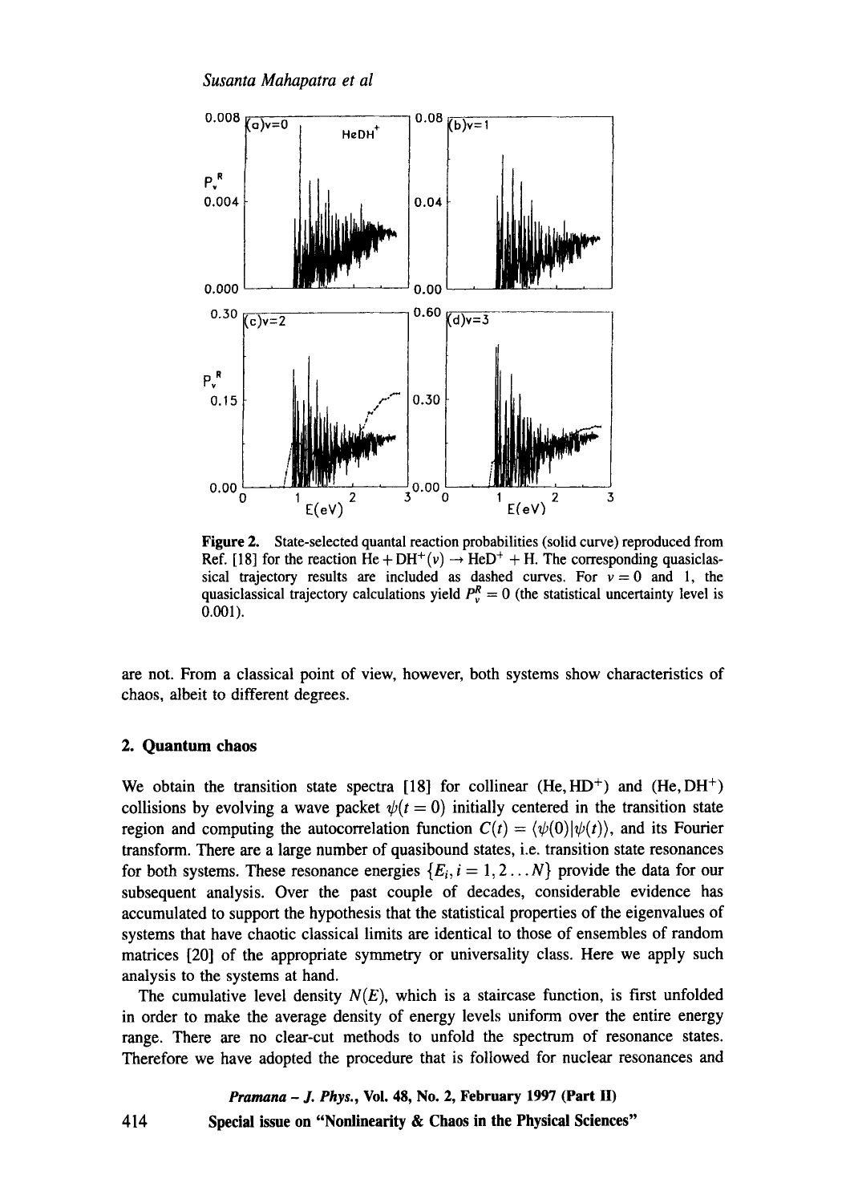Figure 2. State-selected quantal reaction probabilities (solid curve) reproduced from Ref. [18] for the reaction $He + DH^+(v) \rightarrow HeD^+ + H$. The corresponding quasiclassical trajectory results are included as dashed curves. For $v = 0$ and 1, the quasiclassical trajectory calculations yield $P_v^R = 0$ (the statistical uncertainty level is 0.001).

are not. From a classical point of view, however, both systems show characteristics of chaos, albeit to different degrees.

## 2. Quantum chaos

We obtain the transition state spectra [18] for collinear $(He, HD^+)$ and $(He, DH^+)$ collisions by evolving a wave packet $\psi(t = 0)$ initially centered in the transition state region and computing the autocorrelation function $C(t) = \langle \psi(0)|\psi(t)\rangle$, and its Fourier transform. There are a large number of quasibound states, i.e. transition state resonances for both systems. These resonance energies $\{E_i, i = 1, 2 \ldots N\}$ provide the data for our subsequent analysis. Over the past couple of decades, considerable evidence has accumulated to support the hypothesis that the statistical properties of the eigenvalues of systems that have chaotic classical limits are identical to those of ensembles of random matrices [20] of the appropriate symmetry or universality class. Here we apply such analysis to the systems at hand.

The cumulative level density $N(E)$, which is a staircase function, is first unfolded in order to make the average density of energy levels uniform over the entire energy range. There are no clear-cut methods to unfold the spectrum of resonance states. Therefore we have adopted the procedure that is followed for nuclear resonances and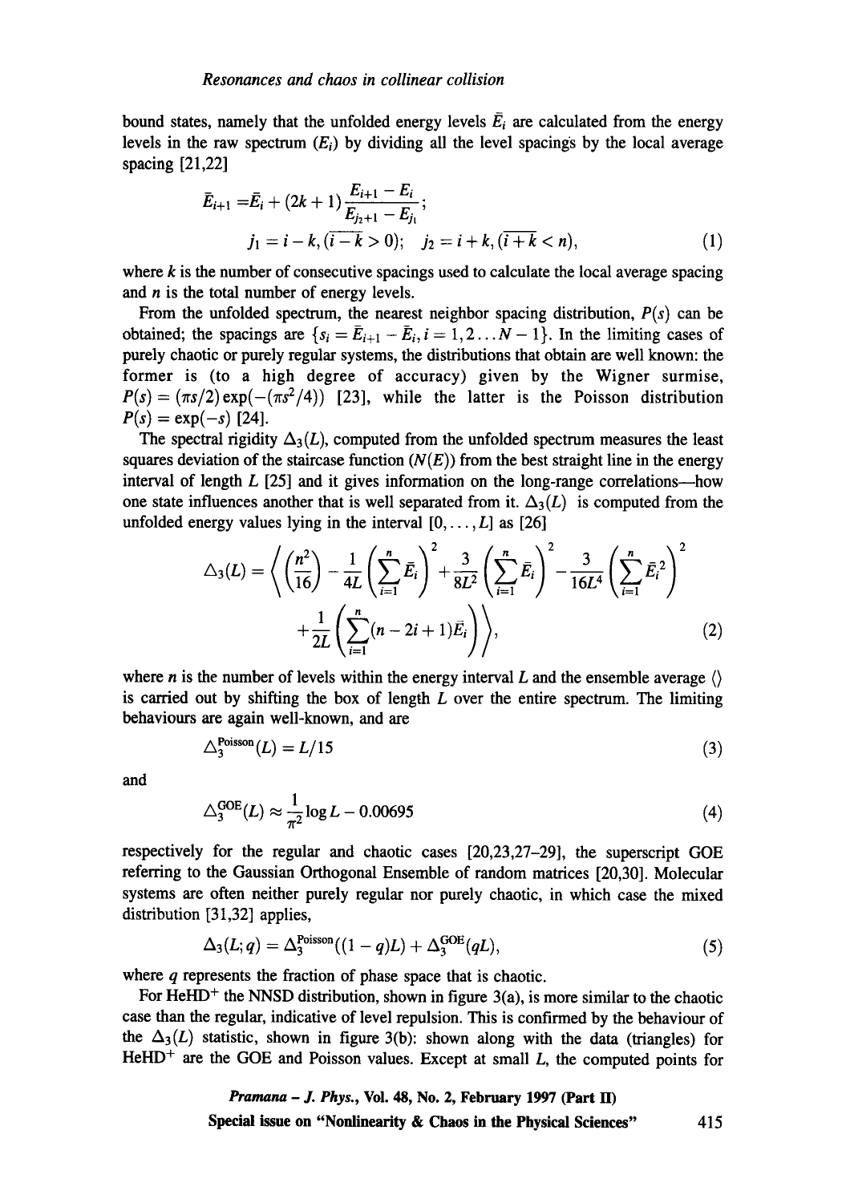bound states, namely that the unfolded energy levels $\bar{E}_i$ are calculated from the energy levels in the raw spectrum ($E_i$) by dividing all the level spacings by the local average spacing [21,22]

$$
\begin{aligned}
\bar{E}_{i+1} &= \bar{E}_i + (2k+1)\frac{E_{i+1} - E_i}{E_{j_2+1} - E_{j_1}};\\
j_1 &= i - k, (\overline{i-k} > 0); \quad j_2 = i + k, (\overline{i+k} < n),
\end{aligned}
\tag{1}
$$

where $k$ is the number of consecutive spacings used to calculate the local average spacing and $n$ is the total number of energy levels.

From the unfolded spectrum, the nearest neighbor spacing distribution, $P(s)$ can be obtained; the spacings are $\{s_i = \bar{E}_{i+1} - \bar{E}_i, i = 1, 2 \ldots N - 1\}$. In the limiting cases of purely chaotic or purely regular systems, the distributions that obtain are well known: the former is (to a high degree of accuracy) given by the Wigner surmise, $P(s) = (\pi s/2)\exp(-(\pi s^2/4))$ [23], while the latter is the Poisson distribution $P(s) = \exp(-s)$ [24].

The spectral rigidity $\Delta_3(L)$, computed from the unfolded spectrum measures the least squares deviation of the staircase function ($N(E)$) from the best straight line in the energy interval of length $L$ [25] and it gives information on the long-range correlations—how one state influences another that is well separated from it. $\Delta_3(L)$ is computed from the unfolded energy values lying in the interval $[0, \ldots, L]$ as [26]

$$
\Delta_3(L) = \left\langle \left(\frac{n^2}{16}\right) - \frac{1}{4L}\left(\sum_{i=1}^{n}\bar{E}_i\right)^2 + \frac{3}{8L^2}\left(\sum_{i=1}^{n}\bar{E}_i\right)^2 - \frac{3}{16L^4}\left(\sum_{i=1}^{n}\bar{E}_i^{\,2}\right)^2 + \frac{1}{2L}\left(\sum_{i=1}^{n}(n - 2i + 1)\bar{E}_i\right)\right\rangle,
\tag{2}
$$

where $n$ is the number of levels within the energy interval $L$ and the ensemble average $\langle\rangle$ is carried out by shifting the box of length $L$ over the entire spectrum. The limiting behaviours are again well-known, and are

$$
\Delta_3^{\text{Poisson}}(L) = L/15
\tag{3}
$$

and

$$
\Delta_3^{\text{GOE}}(L) \approx \frac{1}{\pi^2}\log L - 0.00695
\tag{4}
$$

respectively for the regular and chaotic cases [20,23,27–29], the superscript GOE referring to the Gaussian Orthogonal Ensemble of random matrices [20,30]. Molecular systems are often neither purely regular nor purely chaotic, in which case the mixed distribution [31,32] applies,

$$
\Delta_3(L; q) = \Delta_3^{\text{Poisson}}((1-q)L) + \Delta_3^{\text{GOE}}(qL),
\tag{5}
$$

where $q$ represents the fraction of phase space that is chaotic.

For $HeHD^+$ the NNSD distribution, shown in figure 3(a), is more similar to the chaotic case than the regular, indicative of level repulsion. This is confirmed by the behaviour of the $\Delta_3(L)$ statistic, shown in figure 3(b): shown along with the data (triangles) for $HeHD^+$ are the GOE and Poisson values. Except at small $L$, the computed points for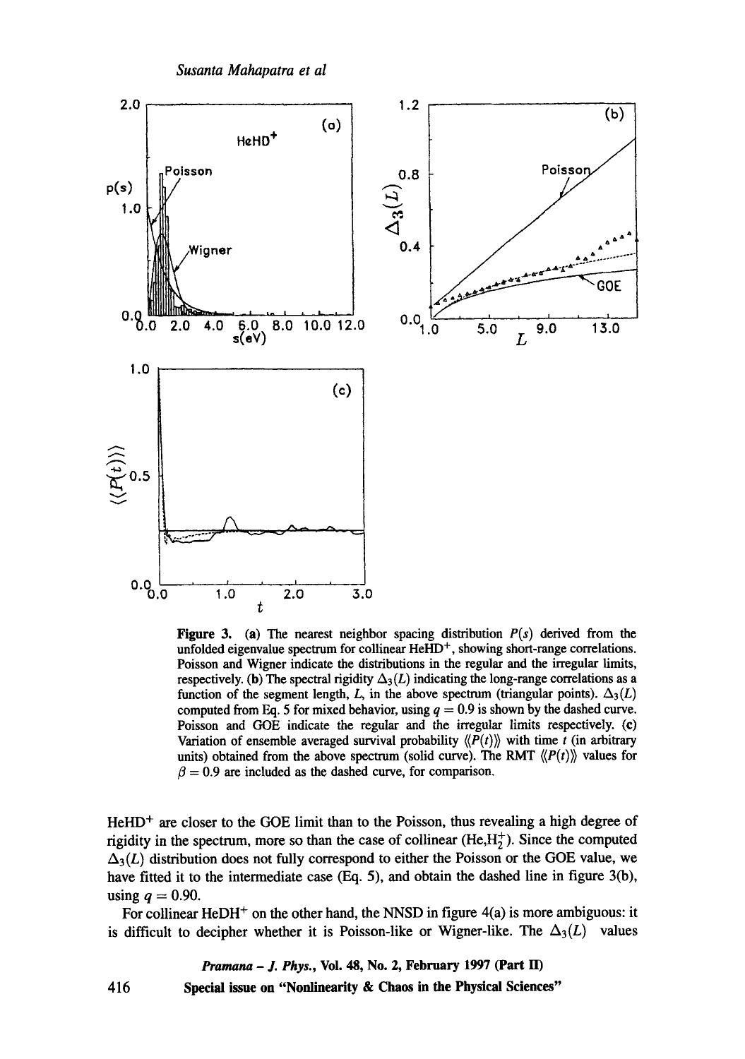**Figure 3.** (a) The nearest neighbor spacing distribution $P(s)$ derived from the unfolded eigenvalue spectrum for collinear $HeHD^+$, showing short-range correlations. Poisson and Wigner indicate the distributions in the regular and the irregular limits, respectively. (b) The spectral rigidity $\Delta_3(L)$ indicating the long-range correlations as a function of the segment length, $L$, in the above spectrum (triangular points). $\Delta_3(L)$ computed from Eq. 5 for mixed behavior, using $q = 0.9$ is shown by the dashed curve. Poisson and GOE indicate the regular and the irregular limits respectively. (c) Variation of ensemble averaged survival probability $\langle\langle P(t) \rangle\rangle$ with time $t$ (in arbitrary units) obtained from the above spectrum (solid curve). The RMT $\langle\langle P(t) \rangle\rangle$ values for $\beta = 0.9$ are included as the dashed curve, for comparison.

$HeHD^+$ are closer to the GOE limit than to the Poisson, thus revealing a high degree of rigidity in the spectrum, more so than the case of collinear ($He,H_2^+$). Since the computed $\Delta_3(L)$ distribution does not fully correspond to either the Poisson or the GOE value, we have fitted it to the intermediate case (Eq. 5), and obtain the dashed line in figure 3(b), using $q = 0.90$.

For collinear $HeDH^+$ on the other hand, the NNSD in figure 4(a) is more ambiguous: it is difficult to decipher whether it is Poisson-like or Wigner-like. The $\Delta_3(L)$ values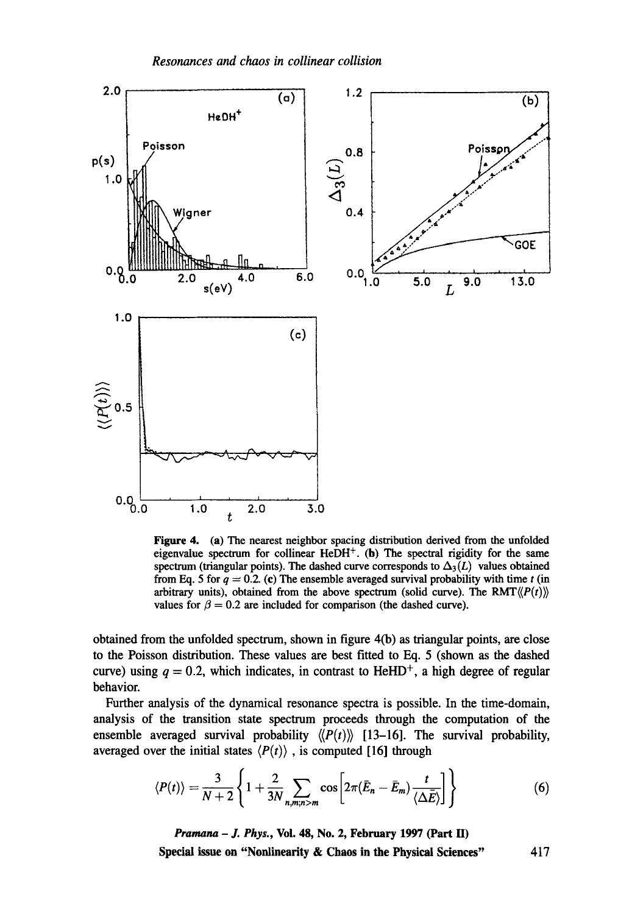**Figure 4.** (a) The nearest neighbor spacing distribution derived from the unfolded eigenvalue spectrum for collinear $HeDH^+$. (b) The spectral rigidity for the same spectrum (triangular points). The dashed curve corresponds to $\Delta_3(L)$ values obtained from Eq. 5 for $q = 0.2$. (c) The ensemble averaged survival probability with time $t$ (in arbitrary units), obtained from the above spectrum (solid curve). The RMT$\langle\langle P(t)\rangle\rangle$ values for $\beta = 0.2$ are included for comparison (the dashed curve).

obtained from the unfolded spectrum, shown in figure 4(b) as triangular points, are close to the Poisson distribution. These values are best fitted to Eq. 5 (shown as the dashed curve) using $q = 0.2$, which indicates, in contrast to $HeHD^+$, a high degree of regular behavior.

Further analysis of the dynamical resonance spectra is possible. In the time-domain, analysis of the transition state spectrum proceeds through the computation of the ensemble averaged survival probability $\langle\langle P(t)\rangle\rangle$ [13–16]. The survival probability, averaged over the initial states $\langle P(t)\rangle$ , is computed [16] through

$$\langle P(t)\rangle = \frac{3}{N+2}\left\{1 + \frac{2}{3N}\sum_{n,m;n>m}\cos\left[2\pi(\bar{E}_n - \bar{E}_m)\frac{t}{\langle\Delta\bar{E}\rangle}\right]\right\} \tag{6}$$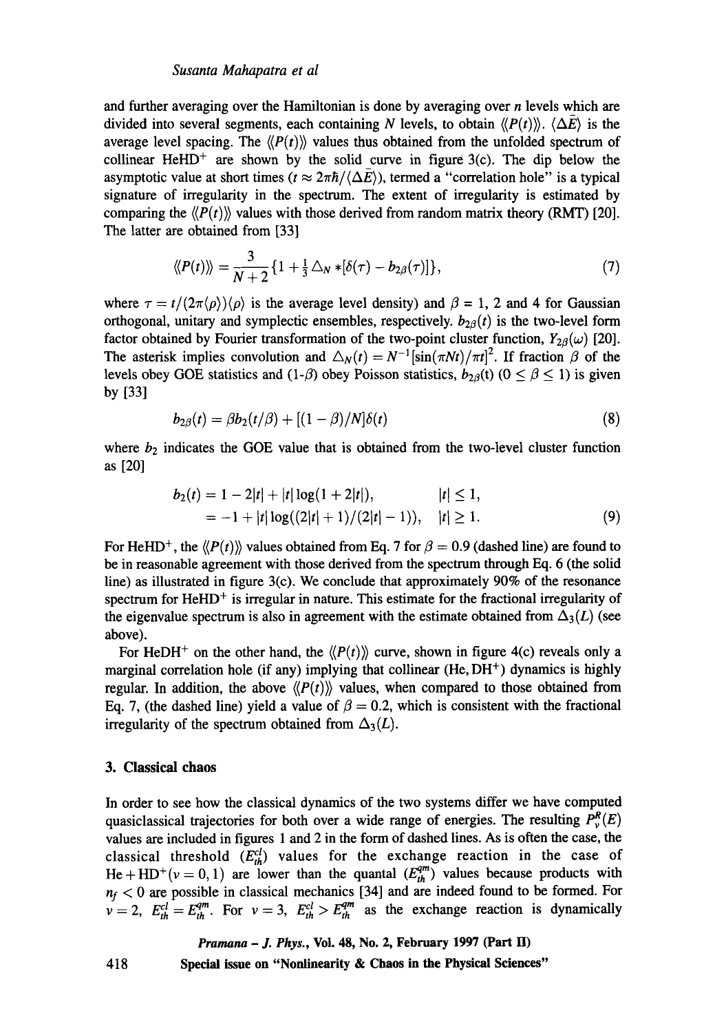and further averaging over the Hamiltonian is done by averaging over $n$ levels which are divided into several segments, each containing $N$ levels, to obtain $\langle\langle P(t)\rangle\rangle$. $\langle\Delta\bar{E}\rangle$ is the average level spacing. The $\langle\langle P(t)\rangle\rangle$ values thus obtained from the unfolded spectrum of collinear $HeHD^+$ are shown by the solid curve in figure 3(c). The dip below the asymptotic value at short times ($t \approx 2\pi\hbar/\langle\Delta\bar{E}\rangle$), termed a "correlation hole" is a typical signature of irregularity in the spectrum. The extent of irregularity is estimated by comparing the $\langle\langle P(t)\rangle\rangle$ values with those derived from random matrix theory (RMT) [20]. The latter are obtained from [33]

$$\langle\langle P(t)\rangle\rangle = \frac{3}{N+2}\{1 + \tfrac{1}{3}\Delta_N * [\delta(\tau) - b_{2\beta}(\tau)]\}, \tag{7}$$

where $\tau = t/(2\pi\langle\rho\rangle)\langle\rho\rangle$ is the average level density) and $\beta$ = 1, 2 and 4 for Gaussian orthogonal, unitary and symplectic ensembles, respectively. $b_{2\beta}(t)$ is the two-level form factor obtained by Fourier transformation of the two-point cluster function, $Y_{2\beta}(\omega)$ [20]. The asterisk implies convolution and $\Delta_N(t) = N^{-1}[\sin(\pi N t)/\pi t]^2$. If fraction $\beta$ of the levels obey GOE statistics and (1-$\beta$) obey Poisson statistics, $b_{2\beta}$(t) ($0 \leq \beta \leq 1$) is given by [33]

$$b_{2\beta}(t) = \beta b_2(t/\beta) + [(1-\beta)/N]\delta(t) \tag{8}$$

where $b_2$ indicates the GOE value that is obtained from the two-level cluster function as [20]

$$\begin{aligned} b_2(t) &= 1 - 2|t| + |t|\log(1 + 2|t|), \qquad & |t| \leq 1, \\ &= -1 + |t|\log((2|t|+1)/(2|t|-1)), \qquad & |t| \geq 1. \end{aligned} \tag{9}$$

For $HeHD^+$, the $\langle\langle P(t)\rangle\rangle$ values obtained from Eq. 7 for $\beta = 0.9$ (dashed line) are found to be in reasonable agreement with those derived from the spectrum through Eq. 6 (the solid line) as illustrated in figure 3(c). We conclude that approximately 90% of the resonance spectrum for $HeHD^+$ is irregular in nature. This estimate for the fractional irregularity of the eigenvalue spectrum is also in agreement with the estimate obtained from $\Delta_3(L)$ (see above).

For $HeDH^+$ on the other hand, the $\langle\langle P(t)\rangle\rangle$ curve, shown in figure 4(c) reveals only a marginal correlation hole (if any) implying that collinear (He, $DH^+$) dynamics is highly regular. In addition, the above $\langle\langle P(t)\rangle\rangle$ values, when compared to those obtained from Eq. 7, (the dashed line) yield a value of $\beta = 0.2$, which is consistent with the fractional irregularity of the spectrum obtained from $\Delta_3(L)$.

## 3. Classical chaos

In order to see how the classical dynamics of the two systems differ we have computed quasiclassical trajectories for both over a wide range of energies. The resulting $P_v^R(E)$ values are included in figures 1 and 2 in the form of dashed lines. As is often the case, the classical threshold ($E_{th}^{cl}$) values for the exchange reaction in the case of $He + HD^+(v = 0, 1)$ are lower than the quantal ($E_{th}^{qm}$) values because products with $n_f < 0$ are possible in classical mechanics [34] and are indeed found to be formed. For $v = 2$, $E_{th}^{cl} = E_{th}^{qm}$. For $v = 3$, $E_{th}^{cl} > E_{th}^{qm}$ as the exchange reaction is dynamically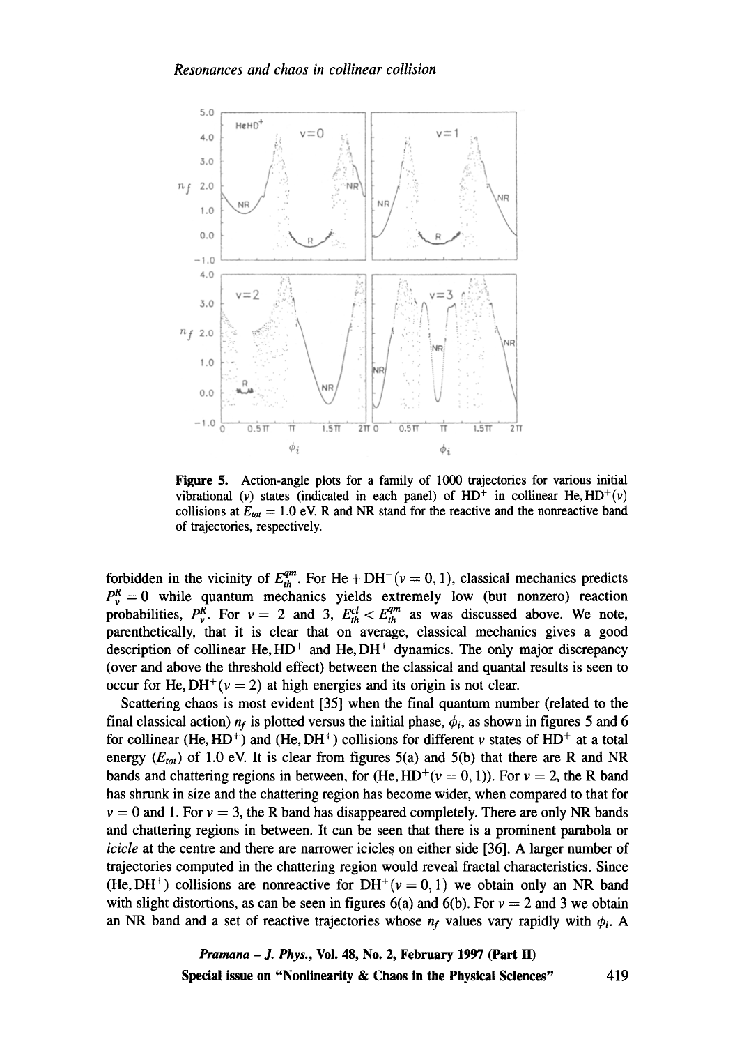**Figure 5.** Action-angle plots for a family of 1000 trajectories for various initial vibrational ($v$) states (indicated in each panel) of $HD^+$ in collinear $He, HD^+(v)$ collisions at $E_{tot} = 1.0$ eV. R and NR stand for the reactive and the nonreactive band of trajectories, respectively.

forbidden in the vicinity of $E_{th}^{qm}$. For $He + DH^+(v = 0, 1)$, classical mechanics predicts $P_v^R = 0$ while quantum mechanics yields extremely low (but nonzero) reaction probabilities, $P_v^R$. For $v = 2$ and 3, $E_{th}^{cl} < E_{th}^{qm}$ as was discussed above. We note, parenthetically, that it is clear that on average, classical mechanics gives a good description of collinear $He, HD^+$ and $He, DH^+$ dynamics. The only major discrepancy (over and above the threshold effect) between the classical and quantal results is seen to occur for $He, DH^+(v = 2)$ at high energies and its origin is not clear.

Scattering chaos is most evident [35] when the final quantum number (related to the final classical action) $n_f$ is plotted versus the initial phase, $\phi_i$, as shown in figures 5 and 6 for collinear $(He, HD^+)$ and $(He, DH^+)$ collisions for different $v$ states of $HD^+$ at a total energy ($E_{tot}$) of 1.0 eV. It is clear from figures 5(a) and 5(b) that there are R and NR bands and chattering regions in between, for $(He, HD^+(v = 0, 1))$. For $v = 2$, the R band has shrunk in size and the chattering region has become wider, when compared to that for $v = 0$ and 1. For $v = 3$, the R band has disappeared completely. There are only NR bands and chattering regions in between. It can be seen that there is a prominent parabola or *icicle* at the centre and there are narrower icicles on either side [36]. A larger number of trajectories computed in the chattering region would reveal fractal characteristics. Since $(He, DH^+)$ collisions are nonreactive for $DH^+(v = 0, 1)$ we obtain only an NR band with slight distortions, as can be seen in figures 6(a) and 6(b). For $v = 2$ and 3 we obtain an NR band and a set of reactive trajectories whose $n_f$ values vary rapidly with $\phi_i$. A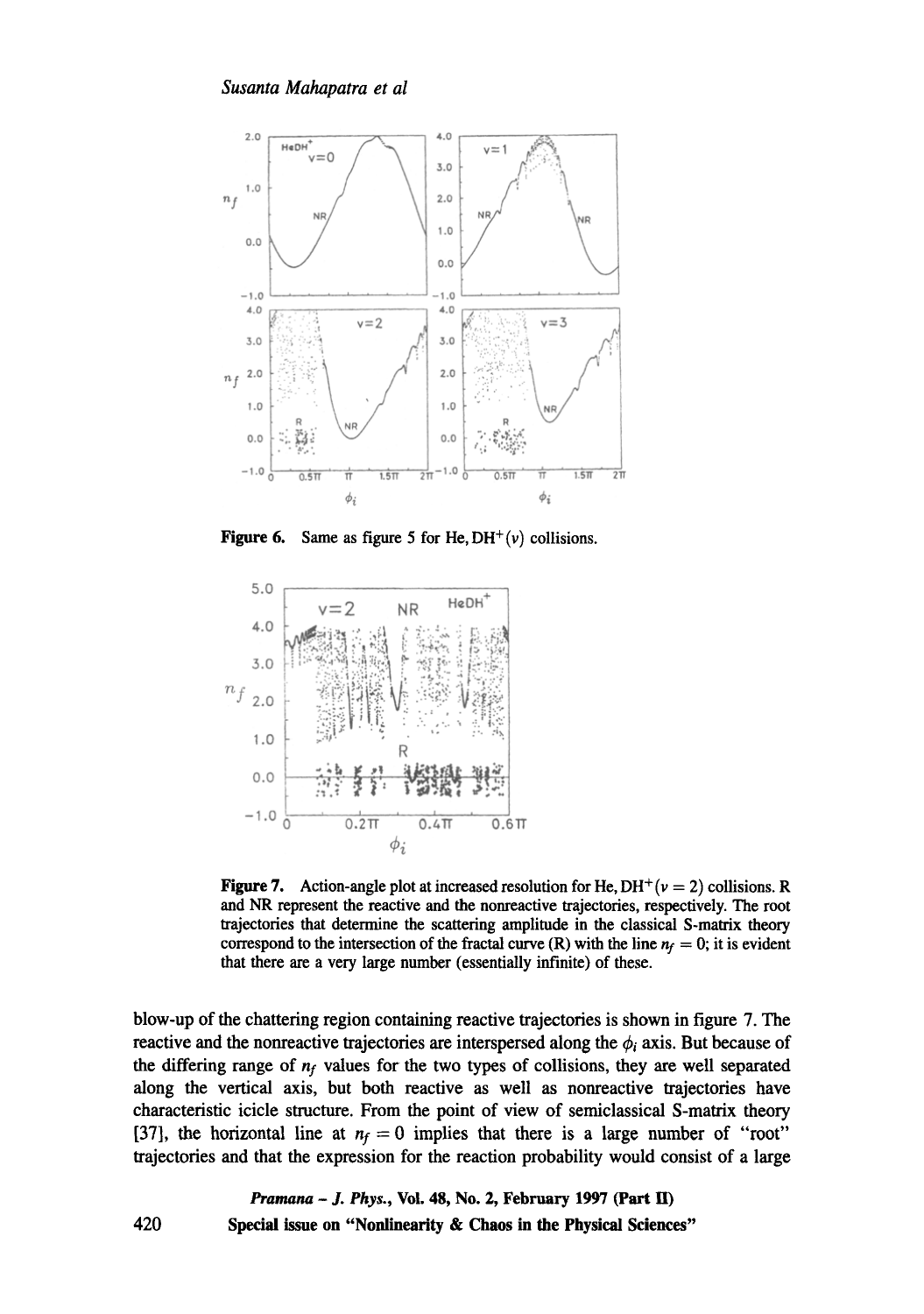**Figure 6.** Same as figure 5 for He, $DH^+(v)$ collisions.

**Figure 7.** Action-angle plot at increased resolution for He, $DH^+(v = 2)$ collisions. R and NR represent the reactive and the nonreactive trajectories, respectively. The root trajectories that determine the scattering amplitude in the classical S-matrix theory correspond to the intersection of the fractal curve (R) with the line $n_f = 0$; it is evident that there are a very large number (essentially infinite) of these.

blow-up of the chattering region containing reactive trajectories is shown in figure 7. The reactive and the nonreactive trajectories are interspersed along the $\phi_i$ axis. But because of the differing range of $n_f$ values for the two types of collisions, they are well separated along the vertical axis, but both reactive as well as nonreactive trajectories have characteristic icicle structure. From the point of view of semiclassical S-matrix theory [37], the horizontal line at $n_f = 0$ implies that there is a large number of "root" trajectories and that the expression for the reaction probability would consist of a large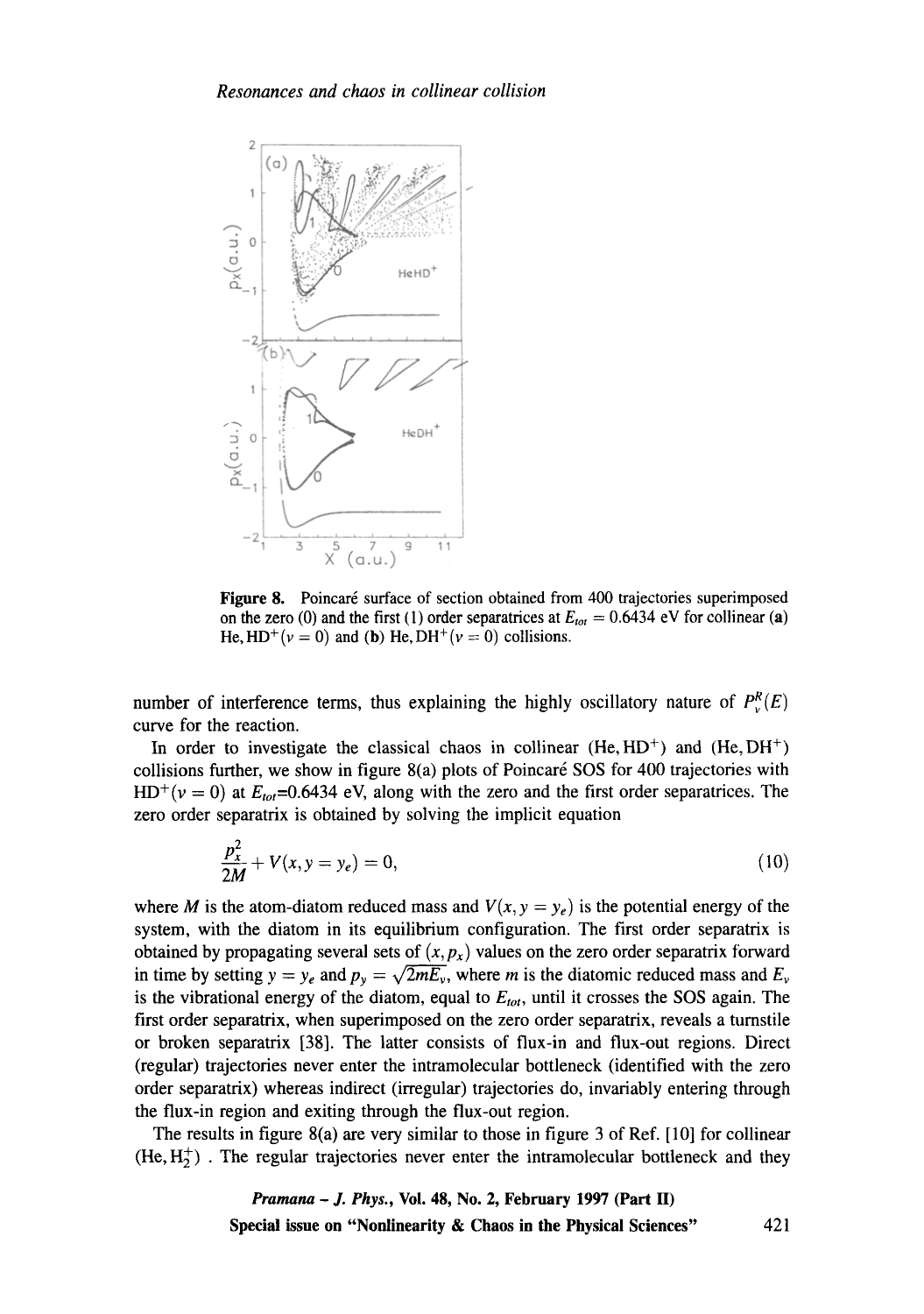**Figure 8.** Poincaré surface of section obtained from 400 trajectories superimposed on the zero (0) and the first (1) order separatrices at $E_{tot} = 0.6434$ eV for collinear **(a)** He, $HD^+(v = 0)$ and **(b)** He, $DH^+(v = 0)$ collisions.

number of interference terms, thus explaining the highly oscillatory nature of $P_v^R(E)$ curve for the reaction.

In order to investigate the classical chaos in collinear (He, $HD^+$) and (He, $DH^+$) collisions further, we show in figure 8(a) plots of Poincaré SOS for 400 trajectories with $HD^+(v = 0)$ at $E_{tot}$=0.6434 eV, along with the zero and the first order separatrices. The zero order separatrix is obtained by solving the implicit equation

$$\frac{p_x^2}{2M} + V(x, y = y_e) = 0, \tag{10}$$

where $M$ is the atom-diatom reduced mass and $V(x, y = y_e)$ is the potential energy of the system, with the diatom in its equilibrium configuration. The first order separatrix is obtained by propagating several sets of $(x, p_x)$ values on the zero order separatrix forward in time by setting $y = y_e$ and $p_y = \sqrt{2mE_v}$, where $m$ is the diatomic reduced mass and $E_v$ is the vibrational energy of the diatom, equal to $E_{tot}$, until it crosses the SOS again. The first order separatrix, when superimposed on the zero order separatrix, reveals a turnstile or broken separatrix [38]. The latter consists of flux-in and flux-out regions. Direct (regular) trajectories never enter the intramolecular bottleneck (identified with the zero order separatrix) whereas indirect (irregular) trajectories do, invariably entering through the flux-in region and exiting through the flux-out region.

The results in figure 8(a) are very similar to those in figure 3 of Ref. [10] for collinear (He, $H_2^+$). The regular trajectories never enter the intramolecular bottleneck and they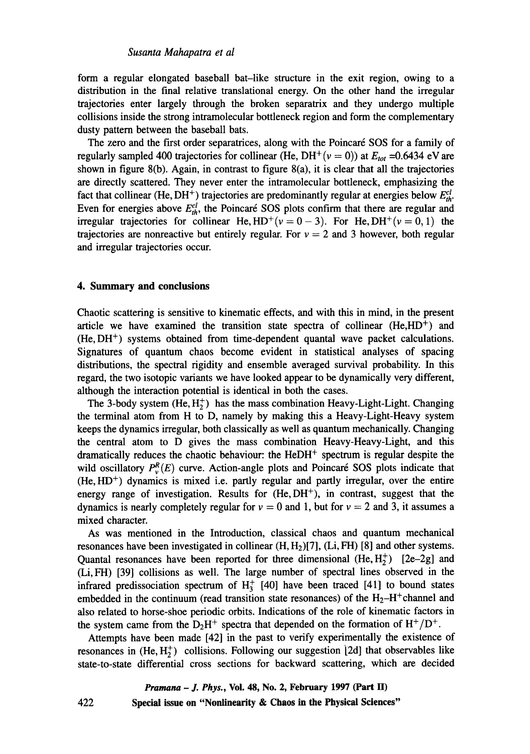form a regular elongated baseball bat–like structure in the exit region, owing to a distribution in the final relative translational energy. On the other hand the irregular trajectories enter largely through the broken separatrix and they undergo multiple collisions inside the strong intramolecular bottleneck region and form the complementary dusty pattern between the baseball bats.

The zero and the first order separatrices, along with the Poincaré SOS for a family of regularly sampled 400 trajectories for collinear (He, $DH^+(v = 0)$) at $E_{tot}$ =0.6434 eV are shown in figure 8(b). Again, in contrast to figure 8(a), it is clear that all the trajectories are directly scattered. They never enter the intramolecular bottleneck, emphasizing the fact that collinear (He, $DH^+$) trajectories are predominantly regular at energies below $E^{cl}_{th}$. Even for energies above $E^{cl}_{th}$, the Poincaré SOS plots confirm that there are regular and irregular trajectories for collinear He, $HD^+(v = 0-3)$. For He, $DH^+(v = 0, 1)$ the trajectories are nonreactive but entirely regular. For $v = 2$ and 3 however, both regular and irregular trajectories occur.

## 4. Summary and conclusions

Chaotic scattering is sensitive to kinematic effects, and with this in mind, in the present article we have examined the transition state spectra of collinear (He,$HD^+$) and (He, $DH^+$) systems obtained from time-dependent quantal wave packet calculations. Signatures of quantum chaos become evident in statistical analyses of spacing distributions, the spectral rigidity and ensemble averaged survival probability. In this regard, the two isotopic variants we have looked appear to be dynamically very different, although the interaction potential is identical in both the cases.

The 3-body system (He, $H_2^+$) has the mass combination Heavy-Light-Light. Changing the terminal atom from H to D, namely by making this a Heavy-Light-Heavy system keeps the dynamics irregular, both classically as well as quantum mechanically. Changing the central atom to D gives the mass combination Heavy-Heavy-Light, and this dramatically reduces the chaotic behaviour: the $HeDH^+$ spectrum is regular despite the wild oscillatory $P^R_v(E)$ curve. Action-angle plots and Poincaré SOS plots indicate that (He, $HD^+$) dynamics is mixed i.e. partly regular and partly irregular, over the entire energy range of investigation. Results for (He, $DH^+$), in contrast, suggest that the dynamics is nearly completely regular for $v = 0$ and 1, but for $v = 2$ and 3, it assumes a mixed character.

As was mentioned in the Introduction, classical chaos and quantum mechanical resonances have been investigated in collinear (H, $H_2$)[7], (Li, FH) [8] and other systems. Quantal resonances have been reported for three dimensional (He, $H_2^+$) [2e–2g] and (Li, FH) [39] collisions as well. The large number of spectral lines observed in the infrared predissociation spectrum of $H_3^+$ [40] have been traced [41] to bound states embedded in the continuum (read transition state resonances) of the $H_2$–$H^+$channel and also related to horse-shoe periodic orbits. Indications of the role of kinematic factors in the system came from the $D_2H^+$ spectra that depended on the formation of $H^+/D^+$.

Attempts have been made [42] in the past to verify experimentally the existence of resonances in (He, $H_2^+$) collisions. Following our suggestion [2d] that observables like state-to-state differential cross sections for backward scattering, which are decided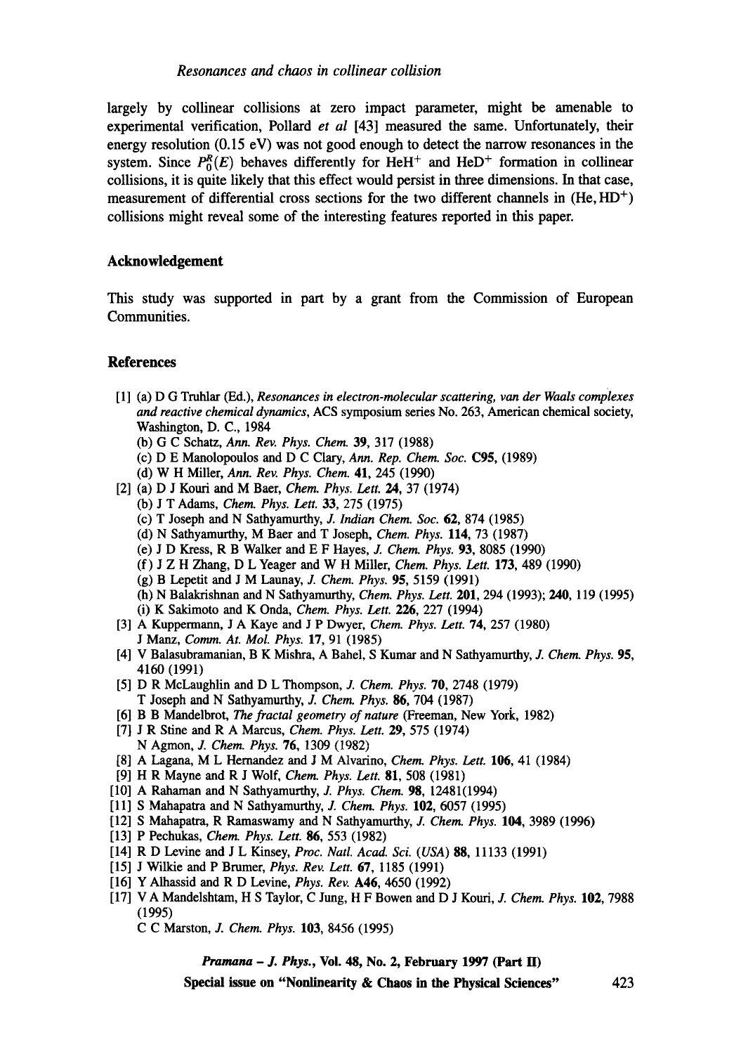largely by collinear collisions at zero impact parameter, might be amenable to experimental verification, Pollard *et al* [43] measured the same. Unfortunately, their energy resolution (0.15 eV) was not good enough to detect the narrow resonances in the system. Since $P_0^R(E)$ behaves differently for $HeH^+$ and $HeD^+$ formation in collinear collisions, it is quite likely that this effect would persist in three dimensions. In that case, measurement of differential cross sections for the two different channels in (He, $HD^+$) collisions might reveal some of the interesting features reported in this paper.

## Acknowledgement

This study was supported in part by a grant from the Commission of European Communities.

## References

[1] (a) D G Truhlar (Ed.), *Resonances in electron-molecular scattering, van der Waals complexes and reactive chemical dynamics*, ACS symposium series No. 263, American chemical society, Washington, D. C., 1984
(b) G C Schatz, *Ann. Rev. Phys. Chem.* **39**, 317 (1988)
(c) D E Manolopoulos and D C Clary, *Ann. Rep. Chem. Soc.* **C95**, (1989)
(d) W H Miller, *Ann. Rev. Phys. Chem.* **41**, 245 (1990)

[2] (a) D J Kouri and M Baer, *Chem. Phys. Lett.* **24**, 37 (1974)
(b) J T Adams, *Chem. Phys. Lett.* **33**, 275 (1975)
(c) T Joseph and N Sathyamurthy, *J. Indian Chem. Soc.* **62**, 874 (1985)
(d) N Sathyamurthy, M Baer and T Joseph, *Chem. Phys.* **114**, 73 (1987)
(e) J D Kress, R B Walker and E F Hayes, *J. Chem. Phys.* **93**, 8085 (1990)
(f) J Z H Zhang, D L Yeager and W H Miller, *Chem. Phys. Lett.* **173**, 489 (1990)
(g) B Lepetit and J M Launay, *J. Chem. Phys.* **95**, 5159 (1991)
(h) N Balakrishnan and N Sathyamurthy, *Chem. Phys. Lett.* **201**, 294 (1993); **240**, 119 (1995)
(i) K Sakimoto and K Onda, *Chem. Phys. Lett.* **226**, 227 (1994)

[3] A Kuppermann, J A Kaye and J P Dwyer, *Chem. Phys. Lett.* **74**, 257 (1980)
J Manz, *Comm. At. Mol. Phys.* **17**, 91 (1985)

[4] V Balasubramanian, B K Mishra, A Bahel, S Kumar and N Sathyamurthy, *J. Chem. Phys.* **95**, 4160 (1991)

[5] D R McLaughlin and D L Thompson, *J. Chem. Phys.* **70**, 2748 (1979)
T Joseph and N Sathyamurthy, *J. Chem. Phys.* **86**, 704 (1987)

[6] B B Mandelbrot, *The fractal geometry of nature* (Freeman, New York, 1982)

[7] J R Stine and R A Marcus, *Chem. Phys. Lett.* **29**, 575 (1974)
N Agmon, *J. Chem. Phys.* **76**, 1309 (1982)

[8] A Lagana, M L Hernandez and J M Alvarino, *Chem. Phys. Lett.* **106**, 41 (1984)

[9] H R Mayne and R J Wolf, *Chem. Phys. Lett.* **81**, 508 (1981)

[10] A Rahaman and N Sathyamurthy, *J. Phys. Chem.* **98**, 12481(1994)

[11] S Mahapatra and N Sathyamurthy, *J. Chem. Phys.* **102**, 6057 (1995)

[12] S Mahapatra, R Ramaswamy and N Sathyamurthy, *J. Chem. Phys.* **104**, 3989 (1996)

[13] P Pechukas, *Chem. Phys. Lett.* **86**, 553 (1982)

[14] R D Levine and J L Kinsey, *Proc. Natl. Acad. Sci. (USA)* **88**, 11133 (1991)

[15] J Wilkie and P Brumer, *Phys. Rev. Lett.* **67**, 1185 (1991)

[16] Y Alhassid and R D Levine, *Phys. Rev.* **A46**, 4650 (1992)

[17] V A Mandelshtam, H S Taylor, C Jung, H F Bowen and D J Kouri, *J. Chem. Phys.* **102**, 7988 (1995)
C C Marston, *J. Chem. Phys.* **103**, 8456 (1995)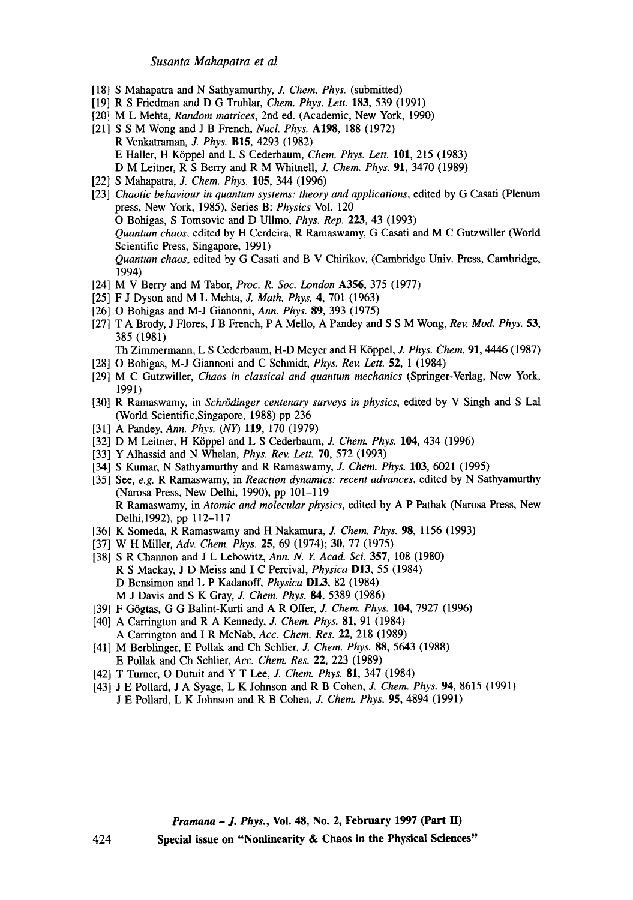- [18] S Mahapatra and N Sathyamurthy, *J. Chem. Phys.* (submitted)
- [19] R S Friedman and D G Truhlar, *Chem. Phys. Lett.* **183**, 539 (1991)
- [20] M L Mehta, *Random matrices*, 2nd ed. (Academic, New York, 1990)
- [21] S S M Wong and J B French, *Nucl. Phys.* **A198**, 188 (1972)
  R Venkatraman, *J. Phys.* **B15**, 4293 (1982)
  E Haller, H Köppel and L S Cederbaum, *Chem. Phys. Lett.* **101**, 215 (1983)
  D M Leitner, R S Berry and R M Whitnell, *J. Chem. Phys.* **91**, 3470 (1989)
- [22] S Mahapatra, *J. Chem. Phys.* **105**, 344 (1996)
- [23] *Chaotic behaviour in quantum systems: theory and applications*, edited by G Casati (Plenum press, New York, 1985), Series B: *Physics* Vol. 120
  O Bohigas, S Tomsovic and D Ullmo, *Phys. Rep.* **223**, 43 (1993)
  *Quantum chaos*, edited by H Cerdeira, R Ramaswamy, G Casati and M C Gutzwiller (World Scientific Press, Singapore, 1991)
  *Quantum chaos*, edited by G Casati and B V Chirikov, (Cambridge Univ. Press, Cambridge, 1994)
- [24] M V Berry and M Tabor, *Proc. R. Soc. London* **A356**, 375 (1977)
- [25] F J Dyson and M L Mehta, *J. Math. Phys.* **4**, 701 (1963)
- [26] O Bohigas and M-J Gianonni, *Ann. Phys.* **89**, 393 (1975)
- [27] T A Brody, J Flores, J B French, P A Mello, A Pandey and S S M Wong, *Rev. Mod. Phys.* **53**, 385 (1981)
  Th Zimmermann, L S Cederbaum, H-D Meyer and H Köppel, *J. Phys. Chem.* **91**, 4446 (1987)
- [28] O Bohigas, M-J Giannoni and C Schmidt, *Phys. Rev. Lett.* **52**, 1 (1984)
- [29] M C Gutzwiller, *Chaos in classical and quantum mechanics* (Springer-Verlag, New York, 1991)
- [30] R Ramaswamy, in *Schrödinger centenary surveys in physics*, edited by V Singh and S Lal (World Scientific,Singapore, 1988) pp 236
- [31] A Pandey, *Ann. Phys. (NY)* **119**, 170 (1979)
- [32] D M Leitner, H Köppel and L S Cederbaum, *J. Chem. Phys.* **104**, 434 (1996)
- [33] Y Alhassid and N Whelan, *Phys. Rev. Lett.* **70**, 572 (1993)
- [34] S Kumar, N Sathyamurthy and R Ramaswamy, *J. Chem. Phys.* **103**, 6021 (1995)
- [35] See, *e.g.* R Ramaswamy, in *Reaction dynamics: recent advances*, edited by N Sathyamurthy (Narosa Press, New Delhi, 1990), pp 101–119
  R Ramaswamy, in *Atomic and molecular physics*, edited by A P Pathak (Narosa Press, New Delhi,1992), pp 112–117
- [36] K Someda, R Ramaswamy and H Nakamura, *J. Chem. Phys.* **98**, 1156 (1993)
- [37] W H Miller, *Adv. Chem. Phys.* **25**, 69 (1974); **30**, 77 (1975)
- [38] S R Channon and J L Lebowitz, *Ann. N. Y. Acad. Sci.* **357**, 108 (1980)
  R S Mackay, J D Meiss and I C Percival, *Physica* **D13**, 55 (1984)
  D Bensimon and L P Kadanoff, *Physica* **DL3**, 82 (1984)
  M J Davis and S K Gray, *J. Chem. Phys.* **84**, 5389 (1986)
- [39] F Gögtas, G G Balint-Kurti and A R Offer, *J. Chem. Phys.* **104**, 7927 (1996)
- [40] A Carrington and R A Kennedy, *J. Chem. Phys.* **81**, 91 (1984)
  A Carrington and I R McNab, *Acc. Chem. Res.* **22**, 218 (1989)
- [41] M Berblinger, E Pollak and Ch Schlier, *J. Chem. Phys.* **88**, 5643 (1988)
  E Pollak and Ch Schlier, *Acc. Chem. Res.* **22**, 223 (1989)
- [42] T Turner, O Dutuit and Y T Lee, *J. Chem. Phys.* **81**, 347 (1984)
- [43] J E Pollard, J A Syage, L K Johnson and R B Cohen, *J. Chem. Phys.* **94**, 8615 (1991)
  J E Pollard, L K Johnson and R B Cohen, *J. Chem. Phys.* **95**, 4894 (1991)